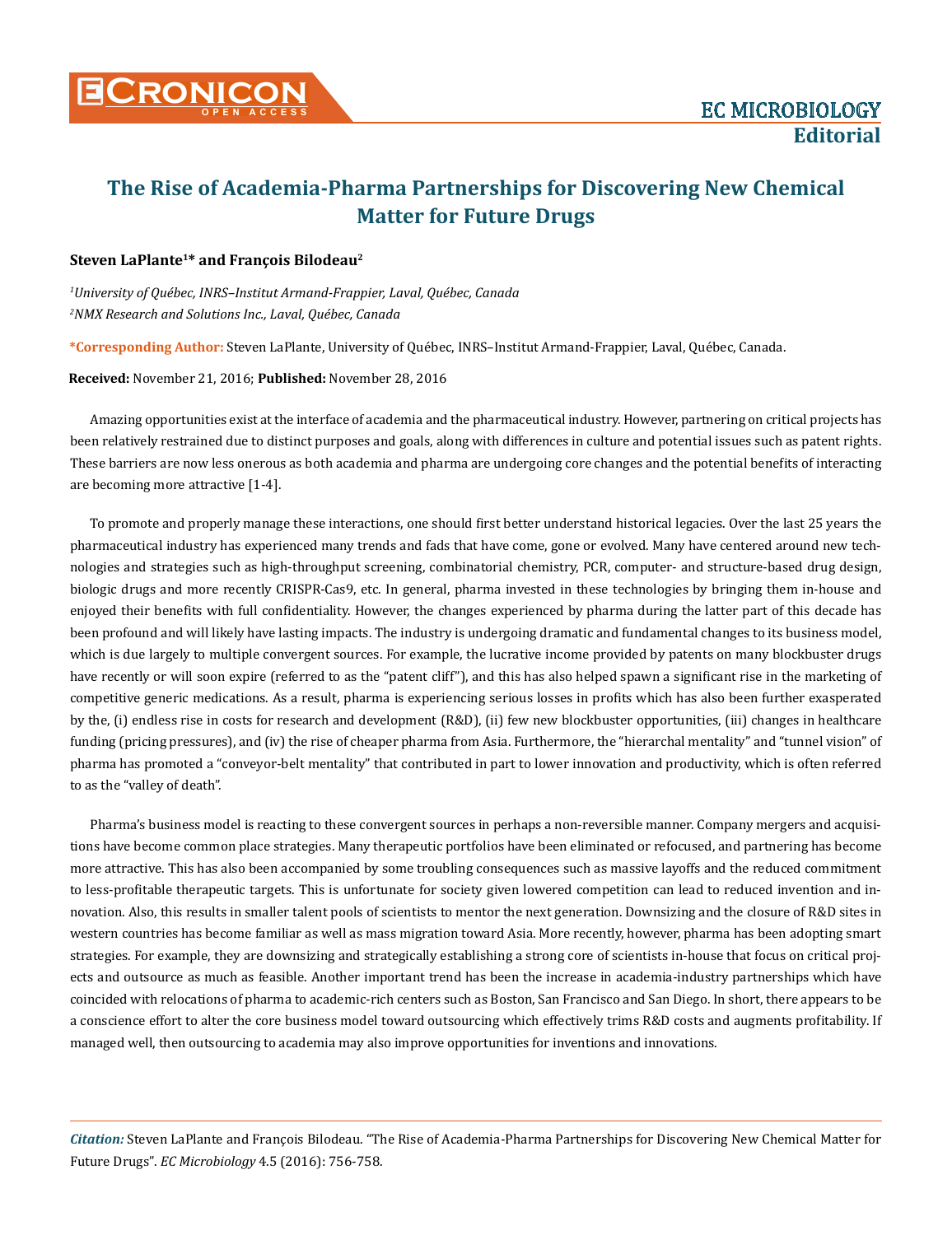# The Rise of Academia-Pharma Partnerships for Discovering New Chemical Matter for Future Drugs

**Steven LaPlante[1]* and François Bilodeau[2]**

*[1]University of Québec, INRS–Institut Armand-Frappier, Laval, Québec, Canada*
*[2]NMX Research and Solutions Inc., Laval, Québec, Canada*

**\*Corresponding Author:** Steven LaPlante, University of Québec, INRS–Institut Armand-Frappier, Laval, Québec, Canada.

**Received:** November 21, 2016; **Published:** November 28, 2016

Amazing opportunities exist at the interface of academia and the pharmaceutical industry. However, partnering on critical projects has been relatively restrained due to distinct purposes and goals, along with differences in culture and potential issues such as patent rights. These barriers are now less onerous as both academia and pharma are undergoing core changes and the potential benefits of interacting are becoming more attractive [1-4].

To promote and properly manage these interactions, one should first better understand historical legacies. Over the last 25 years the pharmaceutical industry has experienced many trends and fads that have come, gone or evolved. Many have centered around new technologies and strategies such as high-throughput screening, combinatorial chemistry, PCR, computer- and structure-based drug design, biologic drugs and more recently CRISPR-Cas9, etc. In general, pharma invested in these technologies by bringing them in-house and enjoyed their benefits with full confidentiality. However, the changes experienced by pharma during the latter part of this decade has been profound and will likely have lasting impacts. The industry is undergoing dramatic and fundamental changes to its business model, which is due largely to multiple convergent sources. For example, the lucrative income provided by patents on many blockbuster drugs have recently or will soon expire (referred to as the "patent cliff"), and this has also helped spawn a significant rise in the marketing of competitive generic medications. As a result, pharma is experiencing serious losses in profits which has also been further exasperated by the, (i) endless rise in costs for research and development (R&D), (ii) few new blockbuster opportunities, (iii) changes in healthcare funding (pricing pressures), and (iv) the rise of cheaper pharma from Asia. Furthermore, the "hierarchal mentality" and "tunnel vision" of pharma has promoted a "conveyor-belt mentality" that contributed in part to lower innovation and productivity, which is often referred to as the "valley of death".

Pharma's business model is reacting to these convergent sources in perhaps a non-reversible manner. Company mergers and acquisitions have become common place strategies. Many therapeutic portfolios have been eliminated or refocused, and partnering has become more attractive. This has also been accompanied by some troubling consequences such as massive layoffs and the reduced commitment to less-profitable therapeutic targets. This is unfortunate for society given lowered competition can lead to reduced invention and innovation. Also, this results in smaller talent pools of scientists to mentor the next generation. Downsizing and the closure of R&D sites in western countries has become familiar as well as mass migration toward Asia. More recently, however, pharma has been adopting smart strategies. For example, they are downsizing and strategically establishing a strong core of scientists in-house that focus on critical projects and outsource as much as feasible. Another important trend has been the increase in academia-industry partnerships which have coincided with relocations of pharma to academic-rich centers such as Boston, San Francisco and San Diego. In short, there appears to be a conscience effort to alter the core business model toward outsourcing which effectively trims R&D costs and augments profitability. If managed well, then outsourcing to academia may also improve opportunities for inventions and innovations.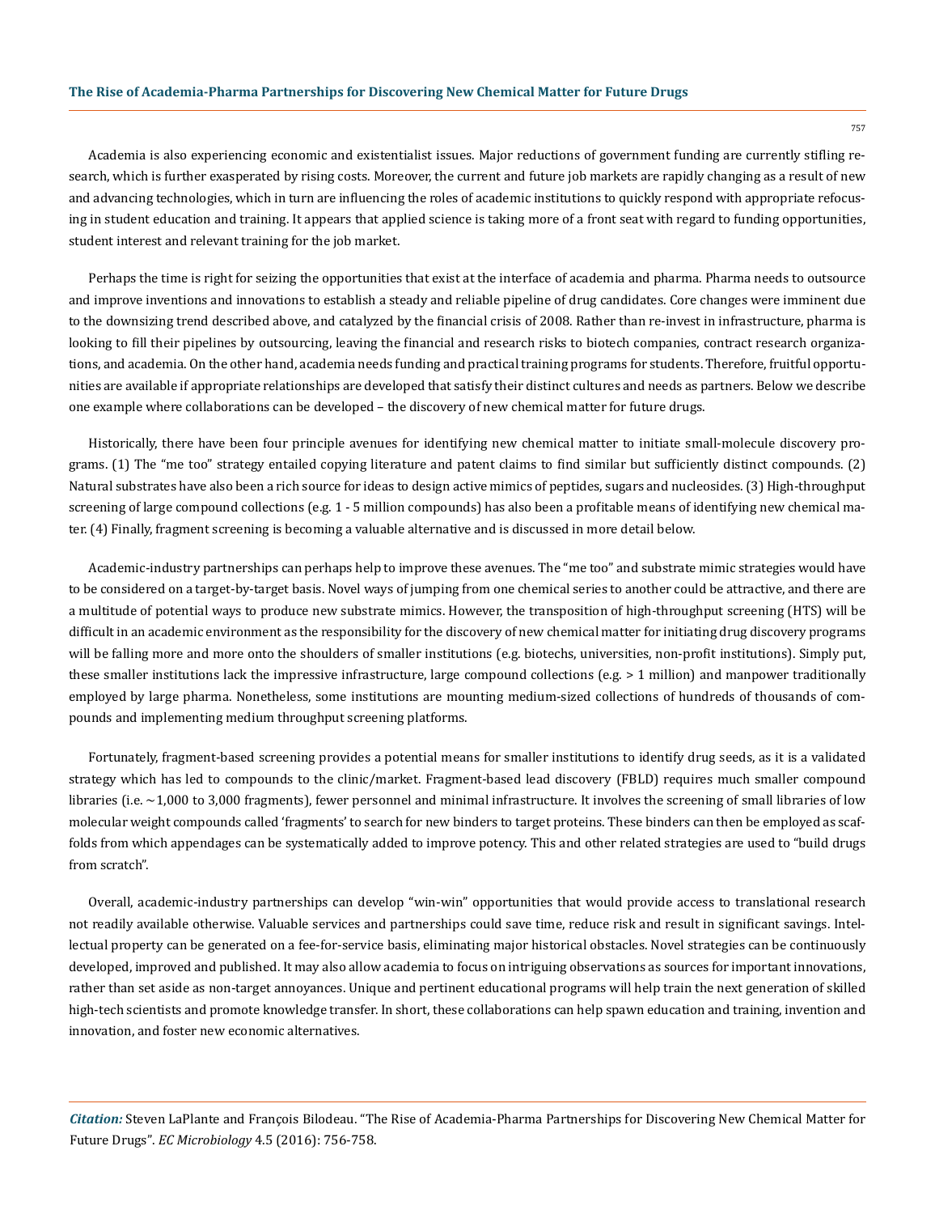Academia is also experiencing economic and existentialist issues. Major reductions of government funding are currently stifling research, which is further exasperated by rising costs. Moreover, the current and future job markets are rapidly changing as a result of new and advancing technologies, which in turn are influencing the roles of academic institutions to quickly respond with appropriate refocusing in student education and training. It appears that applied science is taking more of a front seat with regard to funding opportunities, student interest and relevant training for the job market.

Perhaps the time is right for seizing the opportunities that exist at the interface of academia and pharma. Pharma needs to outsource and improve inventions and innovations to establish a steady and reliable pipeline of drug candidates. Core changes were imminent due to the downsizing trend described above, and catalyzed by the financial crisis of 2008. Rather than re-invest in infrastructure, pharma is looking to fill their pipelines by outsourcing, leaving the financial and research risks to biotech companies, contract research organizations, and academia. On the other hand, academia needs funding and practical training programs for students. Therefore, fruitful opportunities are available if appropriate relationships are developed that satisfy their distinct cultures and needs as partners. Below we describe one example where collaborations can be developed – the discovery of new chemical matter for future drugs.

Historically, there have been four principle avenues for identifying new chemical matter to initiate small-molecule discovery programs. (1) The "me too" strategy entailed copying literature and patent claims to find similar but sufficiently distinct compounds. (2) Natural substrates have also been a rich source for ideas to design active mimics of peptides, sugars and nucleosides. (3) High-throughput screening of large compound collections (e.g. 1 - 5 million compounds) has also been a profitable means of identifying new chemical matter. (4) Finally, fragment screening is becoming a valuable alternative and is discussed in more detail below.

Academic-industry partnerships can perhaps help to improve these avenues. The "me too" and substrate mimic strategies would have to be considered on a target-by-target basis. Novel ways of jumping from one chemical series to another could be attractive, and there are a multitude of potential ways to produce new substrate mimics. However, the transposition of high-throughput screening (HTS) will be difficult in an academic environment as the responsibility for the discovery of new chemical matter for initiating drug discovery programs will be falling more and more onto the shoulders of smaller institutions (e.g. biotechs, universities, non-profit institutions). Simply put, these smaller institutions lack the impressive infrastructure, large compound collections (e.g. > 1 million) and manpower traditionally employed by large pharma. Nonetheless, some institutions are mounting medium-sized collections of hundreds of thousands of compounds and implementing medium throughput screening platforms.

Fortunately, fragment-based screening provides a potential means for smaller institutions to identify drug seeds, as it is a validated strategy which has led to compounds to the clinic/market. Fragment-based lead discovery (FBLD) requires much smaller compound libraries (i.e. ~1,000 to 3,000 fragments), fewer personnel and minimal infrastructure. It involves the screening of small libraries of low molecular weight compounds called 'fragments' to search for new binders to target proteins. These binders can then be employed as scaffolds from which appendages can be systematically added to improve potency. This and other related strategies are used to "build drugs from scratch".

Overall, academic-industry partnerships can develop "win-win" opportunities that would provide access to translational research not readily available otherwise. Valuable services and partnerships could save time, reduce risk and result in significant savings. Intellectual property can be generated on a fee-for-service basis, eliminating major historical obstacles. Novel strategies can be continuously developed, improved and published. It may also allow academia to focus on intriguing observations as sources for important innovations, rather than set aside as non-target annoyances. Unique and pertinent educational programs will help train the next generation of skilled high-tech scientists and promote knowledge transfer. In short, these collaborations can help spawn education and training, invention and innovation, and foster new economic alternatives.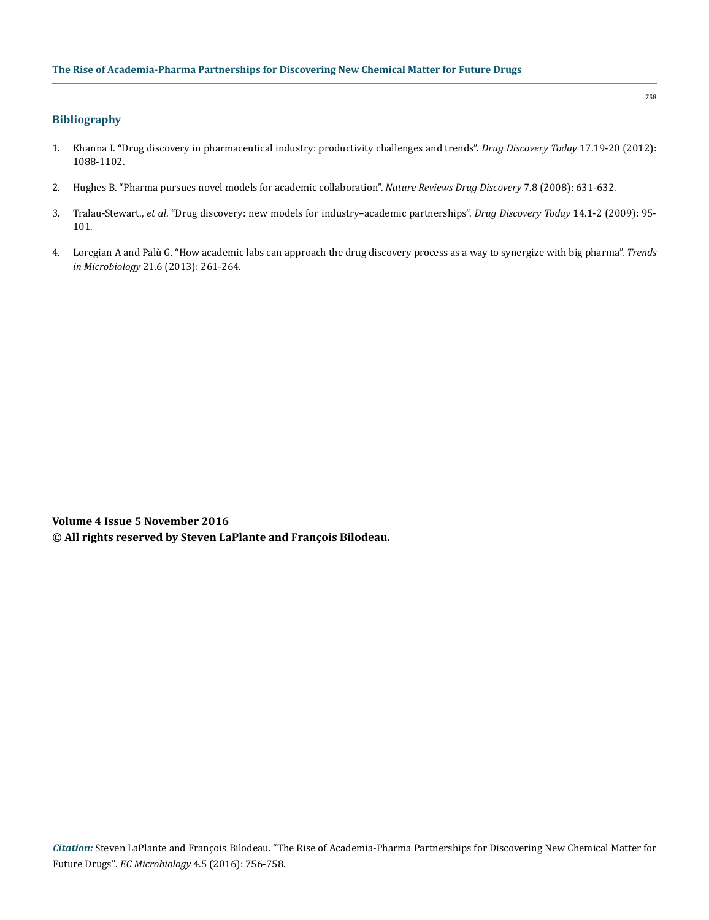## Bibliography

1. Khanna I. "Drug discovery in pharmaceutical industry: productivity challenges and trends". *Drug Discovery Today* 17.19-20 (2012): 1088-1102.

2. Hughes B. "Pharma pursues novel models for academic collaboration". *Nature Reviews Drug Discovery* 7.8 (2008): 631-632.

3. Tralau-Stewart., *et al*. "Drug discovery: new models for industry–academic partnerships". *Drug Discovery Today* 14.1-2 (2009): 95-101.

4. Loregian A and Palù G. "How academic labs can approach the drug discovery process as a way to synergize with big pharma". *Trends in Microbiology* 21.6 (2013): 261-264.

**Volume 4 Issue 5 November 2016**
**© All rights reserved by Steven LaPlante and François Bilodeau.**